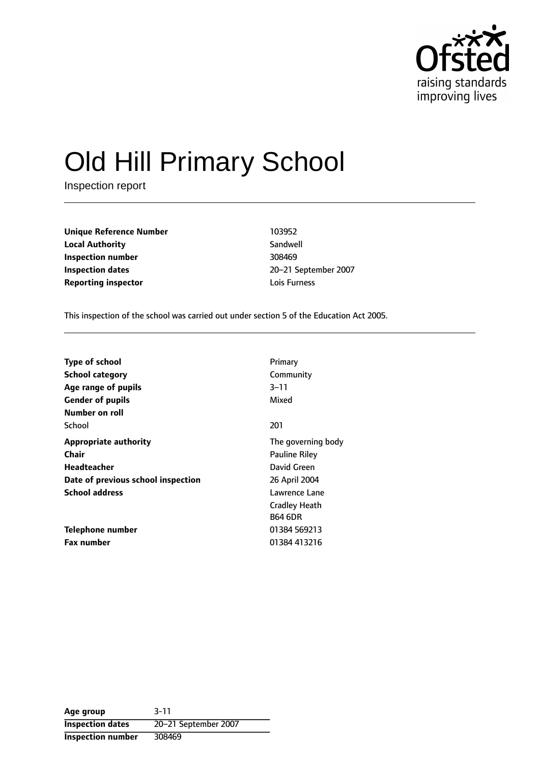Ofsted
raising standards
improving lives

# Old Hill Primary School

Inspection report

| | |
|---|---|
| **Unique Reference Number** | 103952 |
| **Local Authority** | Sandwell |
| **Inspection number** | 308469 |
| **Inspection dates** | 20–21 September 2007 |
| **Reporting inspector** | Lois Furness |

This inspection of the school was carried out under section 5 of the Education Act 2005.

| | |
|---|---|
| **Type of school** | Primary |
| **School category** | Community |
| **Age range of pupils** | 3–11 |
| **Gender of pupils** | Mixed |
| **Number on roll** | |
| School | 201 |
| **Appropriate authority** | The governing body |
| **Chair** | Pauline Riley |
| **Headteacher** | David Green |
| **Date of previous school inspection** | 26 April 2004 |
| **School address** | Lawrence Lane<br>Cradley Heath<br>B64 6DR |
| **Telephone number** | 01384 569213 |
| **Fax number** | 01384 413216 |

| | |
|---|---|
| **Age group** | 3-11 |
| **Inspection dates** | 20–21 September 2007 |
| **Inspection number** | 308469 |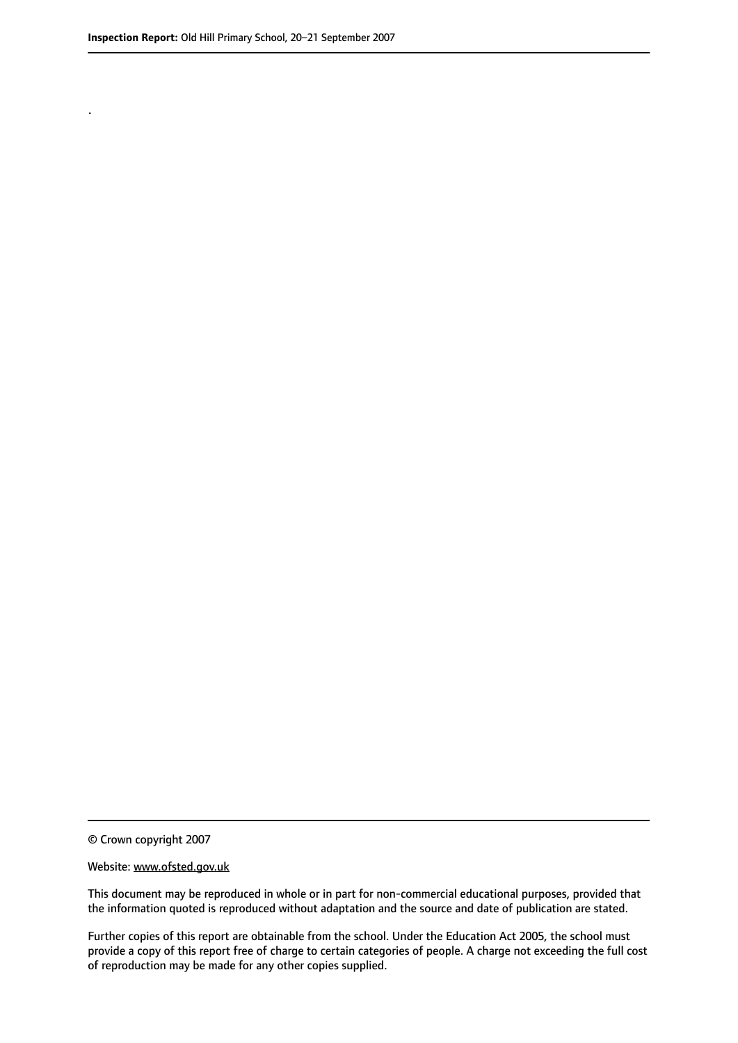.

© Crown copyright 2007

Website: www.ofsted.gov.uk

This document may be reproduced in whole or in part for non-commercial educational purposes, provided that the information quoted is reproduced without adaptation and the source and date of publication are stated.

Further copies of this report are obtainable from the school. Under the Education Act 2005, the school must provide a copy of this report free of charge to certain categories of people. A charge not exceeding the full cost of reproduction may be made for any other copies supplied.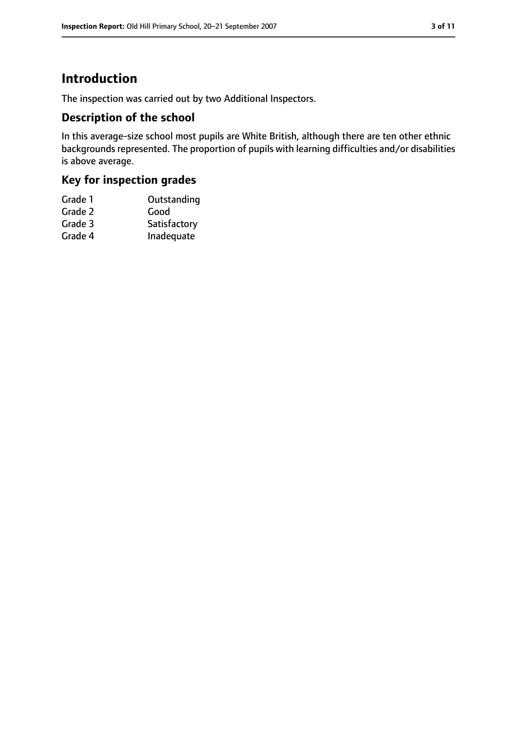# Introduction

The inspection was carried out by two Additional Inspectors.

## Description of the school

In this average-size school most pupils are White British, although there are ten other ethnic backgrounds represented. The proportion of pupils with learning difficulties and/or disabilities is above average.

## Key for inspection grades

| | |
|---|---|
| Grade 1 | Outstanding |
| Grade 2 | Good |
| Grade 3 | Satisfactory |
| Grade 4 | Inadequate |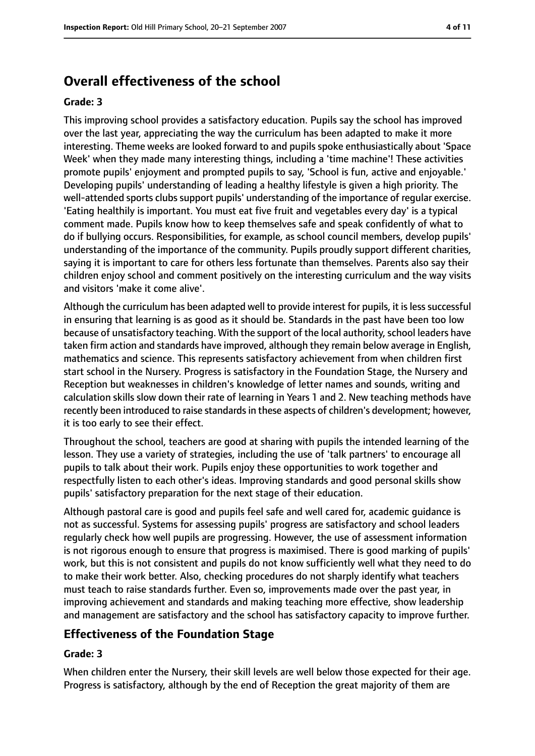## Overall effectiveness of the school

**Grade: 3**

This improving school provides a satisfactory education. Pupils say the school has improved over the last year, appreciating the way the curriculum has been adapted to make it more interesting. Theme weeks are looked forward to and pupils spoke enthusiastically about 'Space Week' when they made many interesting things, including a 'time machine'! These activities promote pupils' enjoyment and prompted pupils to say, 'School is fun, active and enjoyable.' Developing pupils' understanding of leading a healthy lifestyle is given a high priority. The well-attended sports clubs support pupils' understanding of the importance of regular exercise. 'Eating healthily is important. You must eat five fruit and vegetables every day' is a typical comment made. Pupils know how to keep themselves safe and speak confidently of what to do if bullying occurs. Responsibilities, for example, as school council members, develop pupils' understanding of the importance of the community. Pupils proudly support different charities, saying it is important to care for others less fortunate than themselves. Parents also say their children enjoy school and comment positively on the interesting curriculum and the way visits and visitors 'make it come alive'.

Although the curriculum has been adapted well to provide interest for pupils, it is less successful in ensuring that learning is as good as it should be. Standards in the past have been too low because of unsatisfactory teaching. With the support of the local authority, school leaders have taken firm action and standards have improved, although they remain below average in English, mathematics and science. This represents satisfactory achievement from when children first start school in the Nursery. Progress is satisfactory in the Foundation Stage, the Nursery and Reception but weaknesses in children's knowledge of letter names and sounds, writing and calculation skills slow down their rate of learning in Years 1 and 2. New teaching methods have recently been introduced to raise standards in these aspects of children's development; however, it is too early to see their effect.

Throughout the school, teachers are good at sharing with pupils the intended learning of the lesson. They use a variety of strategies, including the use of 'talk partners' to encourage all pupils to talk about their work. Pupils enjoy these opportunities to work together and respectfully listen to each other's ideas. Improving standards and good personal skills show pupils' satisfactory preparation for the next stage of their education.

Although pastoral care is good and pupils feel safe and well cared for, academic guidance is not as successful. Systems for assessing pupils' progress are satisfactory and school leaders regularly check how well pupils are progressing. However, the use of assessment information is not rigorous enough to ensure that progress is maximised. There is good marking of pupils' work, but this is not consistent and pupils do not know sufficiently well what they need to do to make their work better. Also, checking procedures do not sharply identify what teachers must teach to raise standards further. Even so, improvements made over the past year, in improving achievement and standards and making teaching more effective, show leadership and management are satisfactory and the school has satisfactory capacity to improve further.

## Effectiveness of the Foundation Stage

**Grade: 3**

When children enter the Nursery, their skill levels are well below those expected for their age. Progress is satisfactory, although by the end of Reception the great majority of them are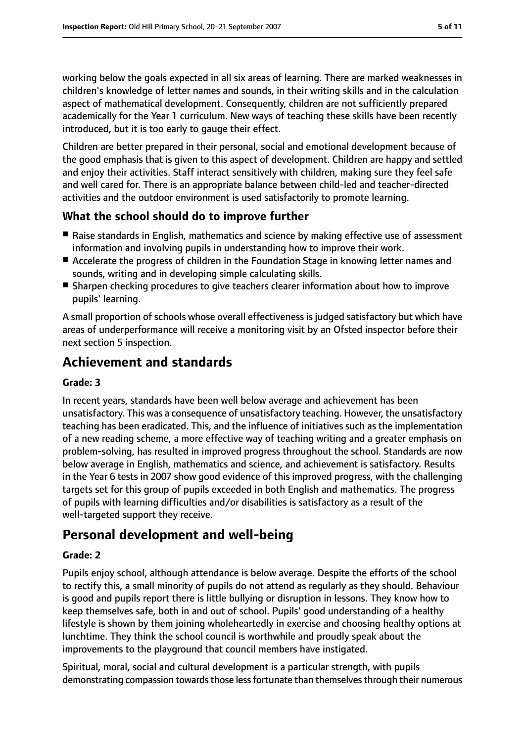working below the goals expected in all six areas of learning. There are marked weaknesses in children's knowledge of letter names and sounds, in their writing skills and in the calculation aspect of mathematical development. Consequently, children are not sufficiently prepared academically for the Year 1 curriculum. New ways of teaching these skills have been recently introduced, but it is too early to gauge their effect.

Children are better prepared in their personal, social and emotional development because of the good emphasis that is given to this aspect of development. Children are happy and settled and enjoy their activities. Staff interact sensitively with children, making sure they feel safe and well cared for. There is an appropriate balance between child-led and teacher-directed activities and the outdoor environment is used satisfactorily to promote learning.

### What the school should do to improve further

- Raise standards in English, mathematics and science by making effective use of assessment information and involving pupils in understanding how to improve their work.
- Accelerate the progress of children in the Foundation Stage in knowing letter names and sounds, writing and in developing simple calculating skills.
- Sharpen checking procedures to give teachers clearer information about how to improve pupils' learning.

A small proportion of schools whose overall effectiveness is judged satisfactory but which have areas of underperformance will receive a monitoring visit by an Ofsted inspector before their next section 5 inspection.

## Achievement and standards

#### Grade: 3

In recent years, standards have been well below average and achievement has been unsatisfactory. This was a consequence of unsatisfactory teaching. However, the unsatisfactory teaching has been eradicated. This, and the influence of initiatives such as the implementation of a new reading scheme, a more effective way of teaching writing and a greater emphasis on problem-solving, has resulted in improved progress throughout the school. Standards are now below average in English, mathematics and science, and achievement is satisfactory. Results in the Year 6 tests in 2007 show good evidence of this improved progress, with the challenging targets set for this group of pupils exceeded in both English and mathematics. The progress of pupils with learning difficulties and/or disabilities is satisfactory as a result of the well-targeted support they receive.

## Personal development and well-being

#### Grade: 2

Pupils enjoy school, although attendance is below average. Despite the efforts of the school to rectify this, a small minority of pupils do not attend as regularly as they should. Behaviour is good and pupils report there is little bullying or disruption in lessons. They know how to keep themselves safe, both in and out of school. Pupils' good understanding of a healthy lifestyle is shown by them joining wholeheartedly in exercise and choosing healthy options at lunchtime. They think the school council is worthwhile and proudly speak about the improvements to the playground that council members have instigated.

Spiritual, moral, social and cultural development is a particular strength, with pupils demonstrating compassion towards those less fortunate than themselves through their numerous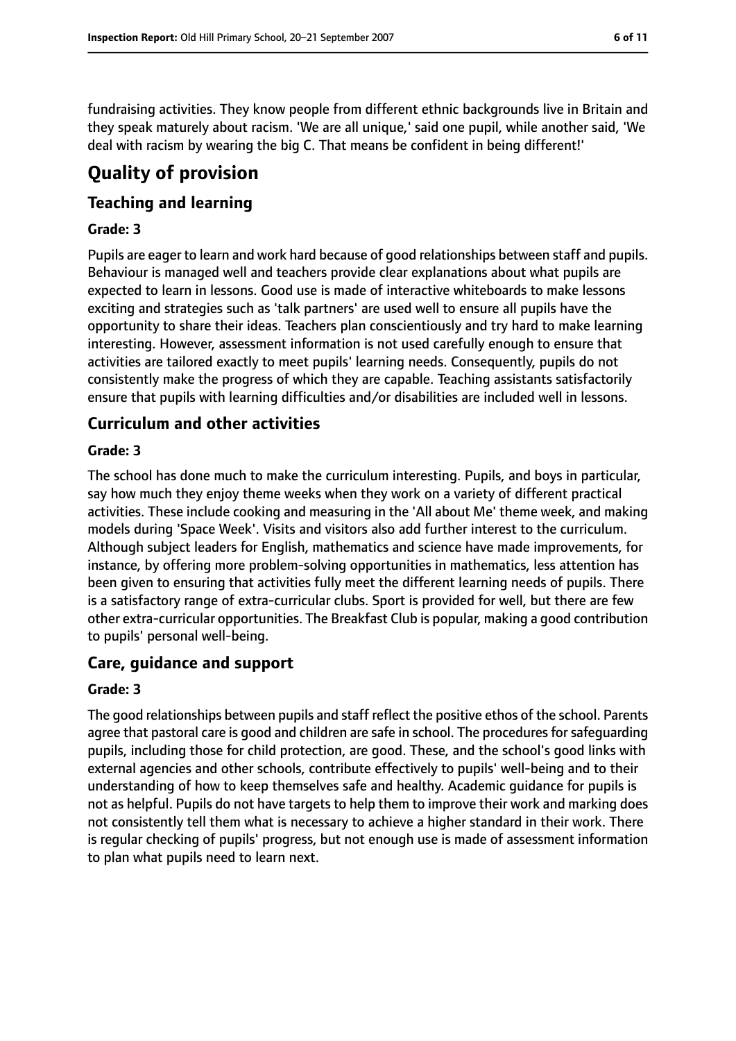fundraising activities. They know people from different ethnic backgrounds live in Britain and they speak maturely about racism. 'We are all unique,' said one pupil, while another said, 'We deal with racism by wearing the big C. That means be confident in being different!'

# Quality of provision

## Teaching and learning

**Grade: 3**

Pupils are eager to learn and work hard because of good relationships between staff and pupils. Behaviour is managed well and teachers provide clear explanations about what pupils are expected to learn in lessons. Good use is made of interactive whiteboards to make lessons exciting and strategies such as 'talk partners' are used well to ensure all pupils have the opportunity to share their ideas. Teachers plan conscientiously and try hard to make learning interesting. However, assessment information is not used carefully enough to ensure that activities are tailored exactly to meet pupils' learning needs. Consequently, pupils do not consistently make the progress of which they are capable. Teaching assistants satisfactorily ensure that pupils with learning difficulties and/or disabilities are included well in lessons.

## Curriculum and other activities

**Grade: 3**

The school has done much to make the curriculum interesting. Pupils, and boys in particular, say how much they enjoy theme weeks when they work on a variety of different practical activities. These include cooking and measuring in the 'All about Me' theme week, and making models during 'Space Week'. Visits and visitors also add further interest to the curriculum. Although subject leaders for English, mathematics and science have made improvements, for instance, by offering more problem-solving opportunities in mathematics, less attention has been given to ensuring that activities fully meet the different learning needs of pupils. There is a satisfactory range of extra-curricular clubs. Sport is provided for well, but there are few other extra-curricular opportunities. The Breakfast Club is popular, making a good contribution to pupils' personal well-being.

## Care, guidance and support

**Grade: 3**

The good relationships between pupils and staff reflect the positive ethos of the school. Parents agree that pastoral care is good and children are safe in school. The procedures for safeguarding pupils, including those for child protection, are good. These, and the school's good links with external agencies and other schools, contribute effectively to pupils' well-being and to their understanding of how to keep themselves safe and healthy. Academic guidance for pupils is not as helpful. Pupils do not have targets to help them to improve their work and marking does not consistently tell them what is necessary to achieve a higher standard in their work. There is regular checking of pupils' progress, but not enough use is made of assessment information to plan what pupils need to learn next.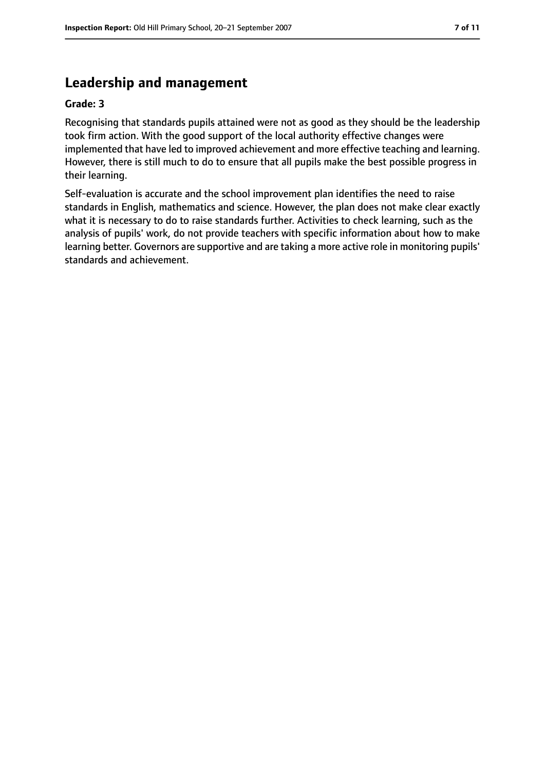## Leadership and management

**Grade: 3**

Recognising that standards pupils attained were not as good as they should be the leadership took firm action. With the good support of the local authority effective changes were implemented that have led to improved achievement and more effective teaching and learning. However, there is still much to do to ensure that all pupils make the best possible progress in their learning.

Self-evaluation is accurate and the school improvement plan identifies the need to raise standards in English, mathematics and science. However, the plan does not make clear exactly what it is necessary to do to raise standards further. Activities to check learning, such as the analysis of pupils' work, do not provide teachers with specific information about how to make learning better. Governors are supportive and are taking a more active role in monitoring pupils' standards and achievement.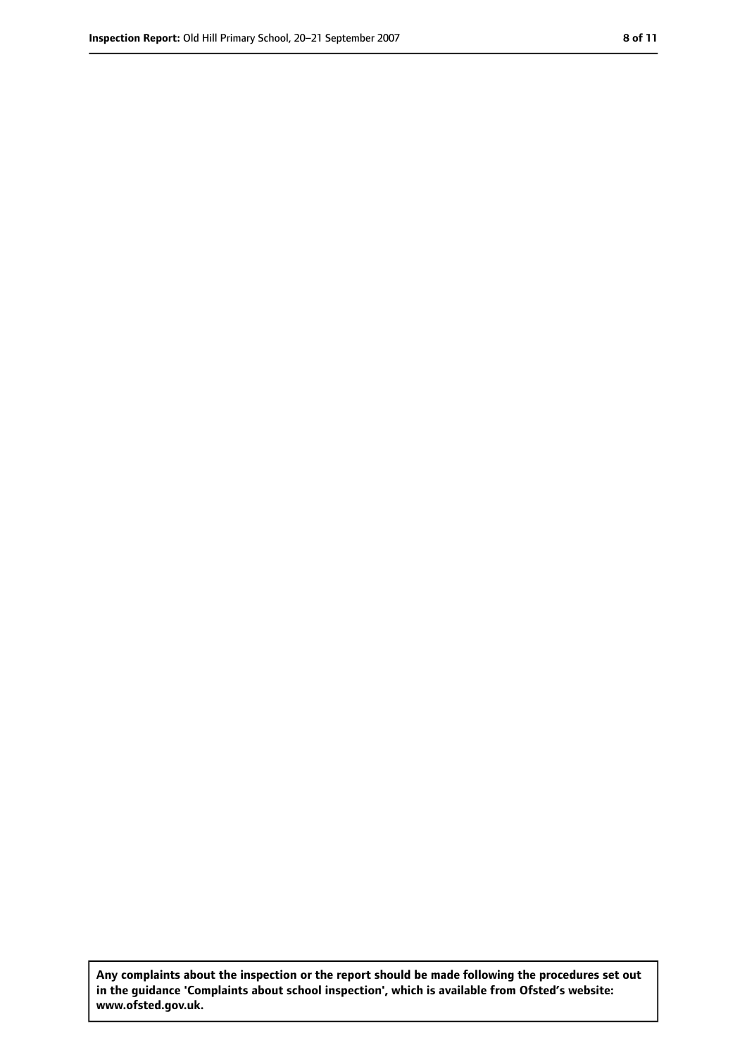**Any complaints about the inspection or the report should be made following the procedures set out in the guidance 'Complaints about school inspection', which is available from Ofsted's website: www.ofsted.gov.uk.**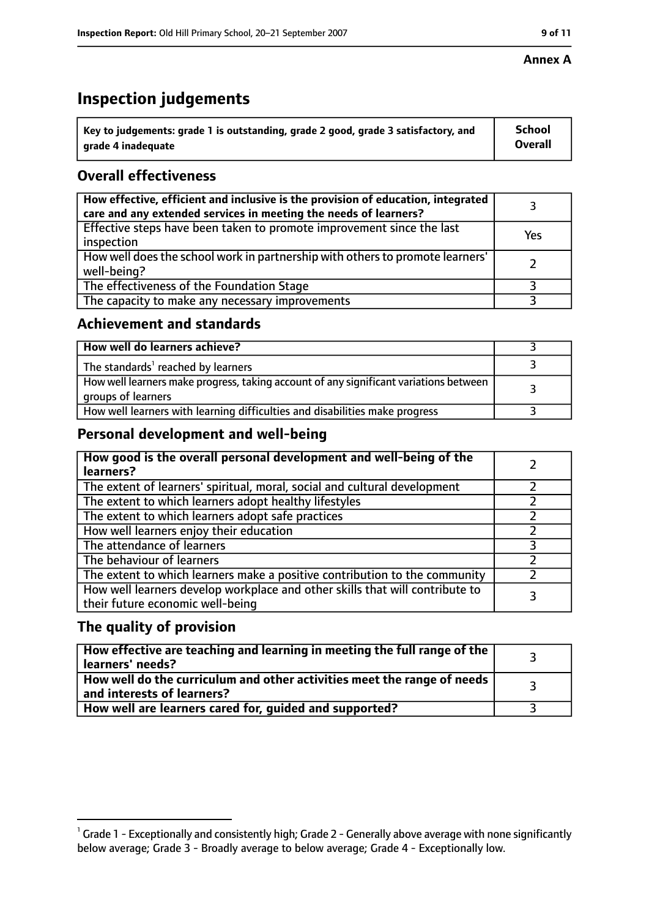**Annex A**

# Inspection judgements

| Key to judgements: grade 1 is outstanding, grade 2 good, grade 3 satisfactory, and grade 4 inadequate | School Overall |
|---|---|

## Overall effectiveness

| | |
|---|---|
| How effective, efficient and inclusive is the provision of education, integrated care and any extended services in meeting the needs of learners? | 3 |
| Effective steps have been taken to promote improvement since the last inspection | Yes |
| How well does the school work in partnership with others to promote learners' well-being? | 2 |
| The effectiveness of the Foundation Stage | 3 |
| The capacity to make any necessary improvements | 3 |

## Achievement and standards

| | |
|---|---|
| **How well do learners achieve?** | 3 |
| The standards[1] reached by learners | 3 |
| How well learners make progress, taking account of any significant variations between groups of learners | 3 |
| How well learners with learning difficulties and disabilities make progress | 3 |

## Personal development and well-being

| | |
|---|---|
| **How good is the overall personal development and well-being of the learners?** | 2 |
| The extent of learners' spiritual, moral, social and cultural development | 2 |
| The extent to which learners adopt healthy lifestyles | 2 |
| The extent to which learners adopt safe practices | 2 |
| How well learners enjoy their education | 2 |
| The attendance of learners | 3 |
| The behaviour of learners | 2 |
| The extent to which learners make a positive contribution to the community | 2 |
| How well learners develop workplace and other skills that will contribute to their future economic well-being | 3 |

## The quality of provision

| | |
|---|---|
| **How effective are teaching and learning in meeting the full range of the learners' needs?** | 3 |
| **How well do the curriculum and other activities meet the range of needs and interests of learners?** | 3 |
| **How well are learners cared for, guided and supported?** | 3 |

[1] Grade 1 - Exceptionally and consistently high; Grade 2 - Generally above average with none significantly below average; Grade 3 - Broadly average to below average; Grade 4 - Exceptionally low.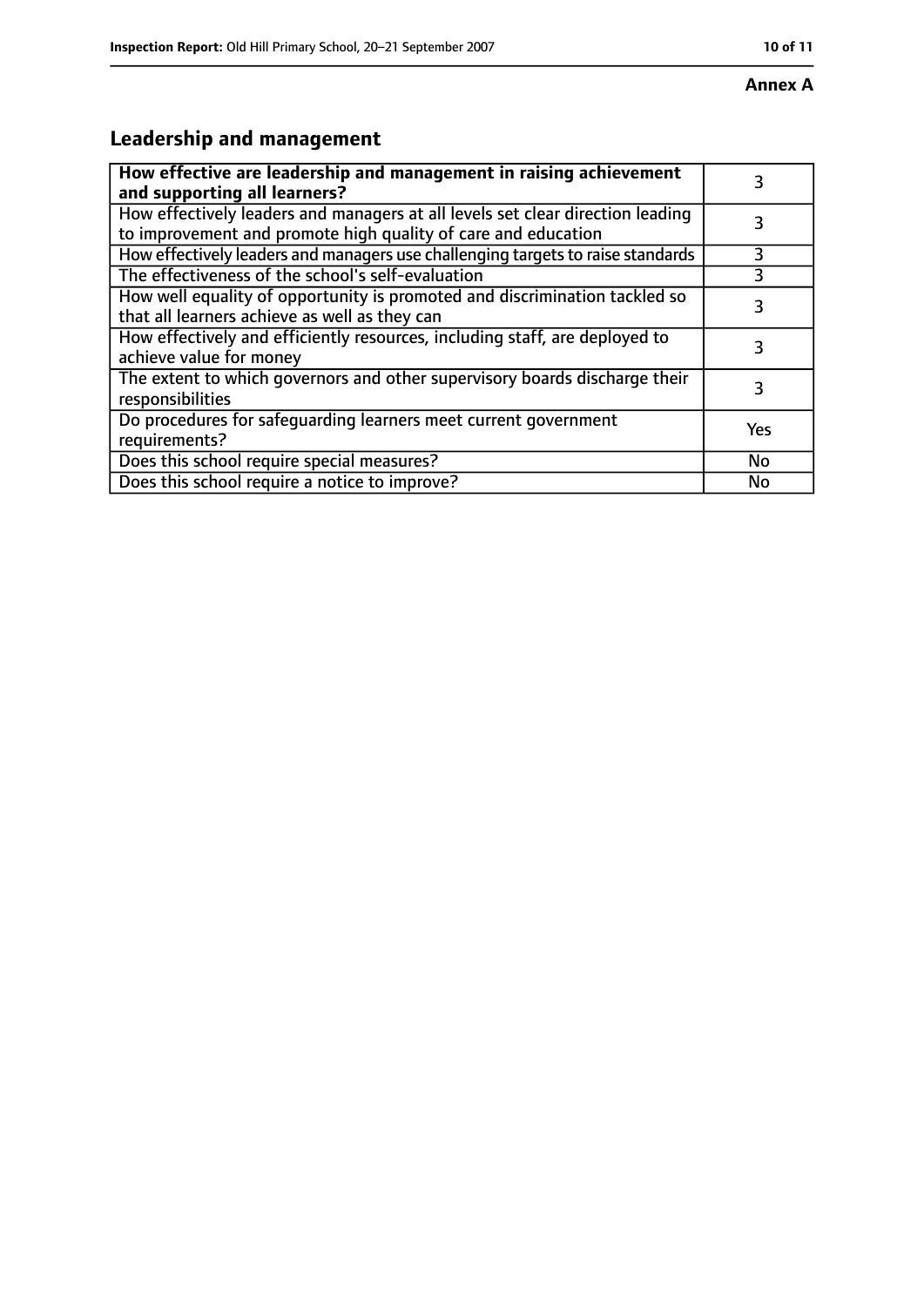**Annex A**

## Leadership and management

| How effective are leadership and management in raising achievement and supporting all learners? | 3 |
|---|---|
| How effectively leaders and managers at all levels set clear direction leading to improvement and promote high quality of care and education | 3 |
| How effectively leaders and managers use challenging targets to raise standards | 3 |
| The effectiveness of the school's self-evaluation | 3 |
| How well equality of opportunity is promoted and discrimination tackled so that all learners achieve as well as they can | 3 |
| How effectively and efficiently resources, including staff, are deployed to achieve value for money | 3 |
| The extent to which governors and other supervisory boards discharge their responsibilities | 3 |
| Do procedures for safeguarding learners meet current government requirements? | Yes |
| Does this school require special measures? | No |
| Does this school require a notice to improve? | No |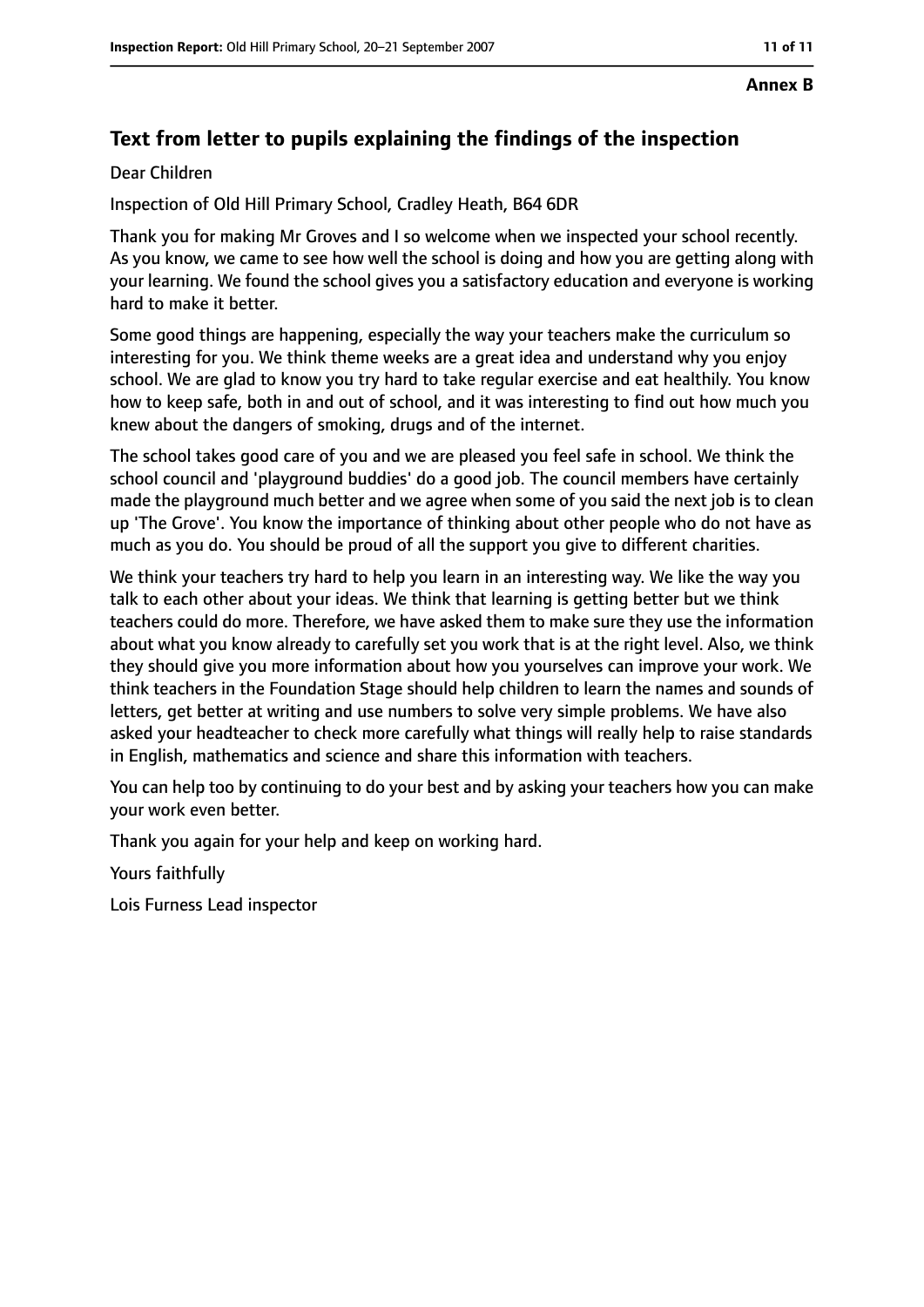**Annex B**

## Text from letter to pupils explaining the findings of the inspection

Dear Children

Inspection of Old Hill Primary School, Cradley Heath, B64 6DR

Thank you for making Mr Groves and I so welcome when we inspected your school recently. As you know, we came to see how well the school is doing and how you are getting along with your learning. We found the school gives you a satisfactory education and everyone is working hard to make it better.

Some good things are happening, especially the way your teachers make the curriculum so interesting for you. We think theme weeks are a great idea and understand why you enjoy school. We are glad to know you try hard to take regular exercise and eat healthily. You know how to keep safe, both in and out of school, and it was interesting to find out how much you knew about the dangers of smoking, drugs and of the internet.

The school takes good care of you and we are pleased you feel safe in school. We think the school council and 'playground buddies' do a good job. The council members have certainly made the playground much better and we agree when some of you said the next job is to clean up 'The Grove'. You know the importance of thinking about other people who do not have as much as you do. You should be proud of all the support you give to different charities.

We think your teachers try hard to help you learn in an interesting way. We like the way you talk to each other about your ideas. We think that learning is getting better but we think teachers could do more. Therefore, we have asked them to make sure they use the information about what you know already to carefully set you work that is at the right level. Also, we think they should give you more information about how you yourselves can improve your work. We think teachers in the Foundation Stage should help children to learn the names and sounds of letters, get better at writing and use numbers to solve very simple problems. We have also asked your headteacher to check more carefully what things will really help to raise standards in English, mathematics and science and share this information with teachers.

You can help too by continuing to do your best and by asking your teachers how you can make your work even better.

Thank you again for your help and keep on working hard.

Yours faithfully

Lois Furness Lead inspector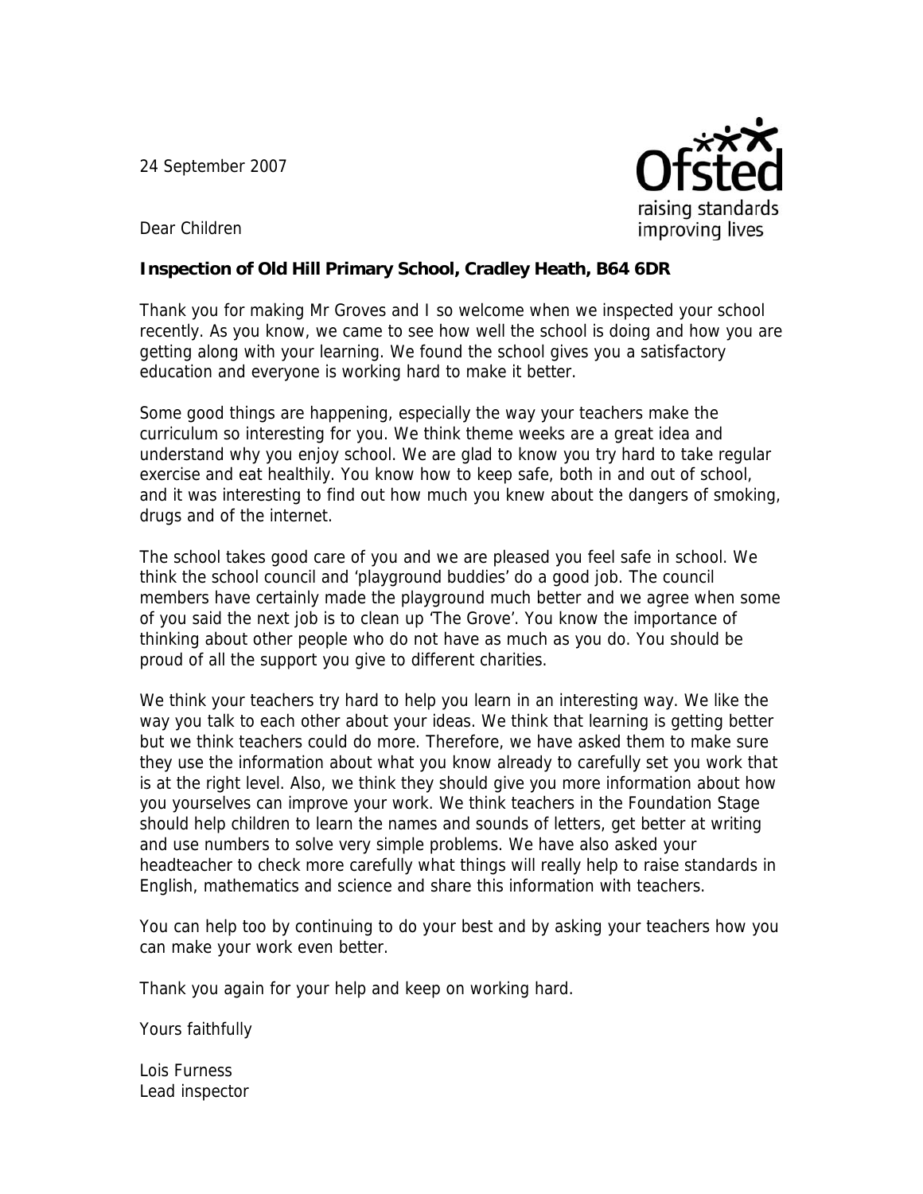24 September 2007

Dear Children

**Inspection of Old Hill Primary School, Cradley Heath, B64 6DR**

Thank you for making Mr Groves and I so welcome when we inspected your school recently. As you know, we came to see how well the school is doing and how you are getting along with your learning. We found the school gives you a satisfactory education and everyone is working hard to make it better.

Some good things are happening, especially the way your teachers make the curriculum so interesting for you. We think theme weeks are a great idea and understand why you enjoy school. We are glad to know you try hard to take regular exercise and eat healthily. You know how to keep safe, both in and out of school, and it was interesting to find out how much you knew about the dangers of smoking, drugs and of the internet.

The school takes good care of you and we are pleased you feel safe in school. We think the school council and 'playground buddies' do a good job. The council members have certainly made the playground much better and we agree when some of you said the next job is to clean up 'The Grove'. You know the importance of thinking about other people who do not have as much as you do. You should be proud of all the support you give to different charities.

We think your teachers try hard to help you learn in an interesting way. We like the way you talk to each other about your ideas. We think that learning is getting better but we think teachers could do more. Therefore, we have asked them to make sure they use the information about what you know already to carefully set you work that is at the right level. Also, we think they should give you more information about how you yourselves can improve your work. We think teachers in the Foundation Stage should help children to learn the names and sounds of letters, get better at writing and use numbers to solve very simple problems. We have also asked your headteacher to check more carefully what things will really help to raise standards in English, mathematics and science and share this information with teachers.

You can help too by continuing to do your best and by asking your teachers how you can make your work even better.

Thank you again for your help and keep on working hard.

Yours faithfully

Lois Furness  
Lead inspector